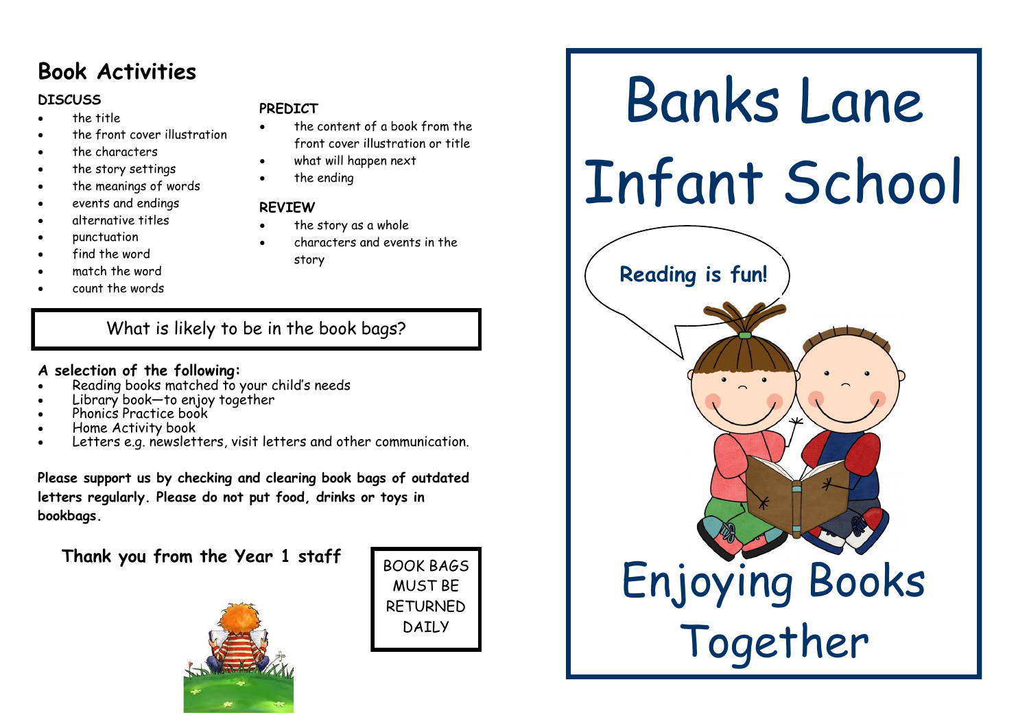## Book Activities

**DISCUSS**

- the title
- the front cover illustration
- the characters
- the story settings
- the meanings of words
- events and endings
- alternative titles
- punctuation
- find the word
- match the word
- count the words

**PREDICT**

- the content of a book from the front cover illustration or title
- what will happen next
- the ending

**REVIEW**

- the story as a whole
- characters and events in the story

### What is likely to be in the book bags?

**A selection of the following:**

- Reading books matched to your child's needs
- Library book—to enjoy together
- Phonics Practice book
- Home Activity book
- Letters e.g. newsletters, visit letters and other communication.

**Please support us by checking and clearing book bags of outdated letters regularly. Please do not put food, drinks or toys in bookbags.**

**Thank you from the Year 1 staff**

BOOK BAGS MUST BE RETURNED DAILY

# Banks Lane Infant School

**Reading is fun!**

# Enjoying Books Together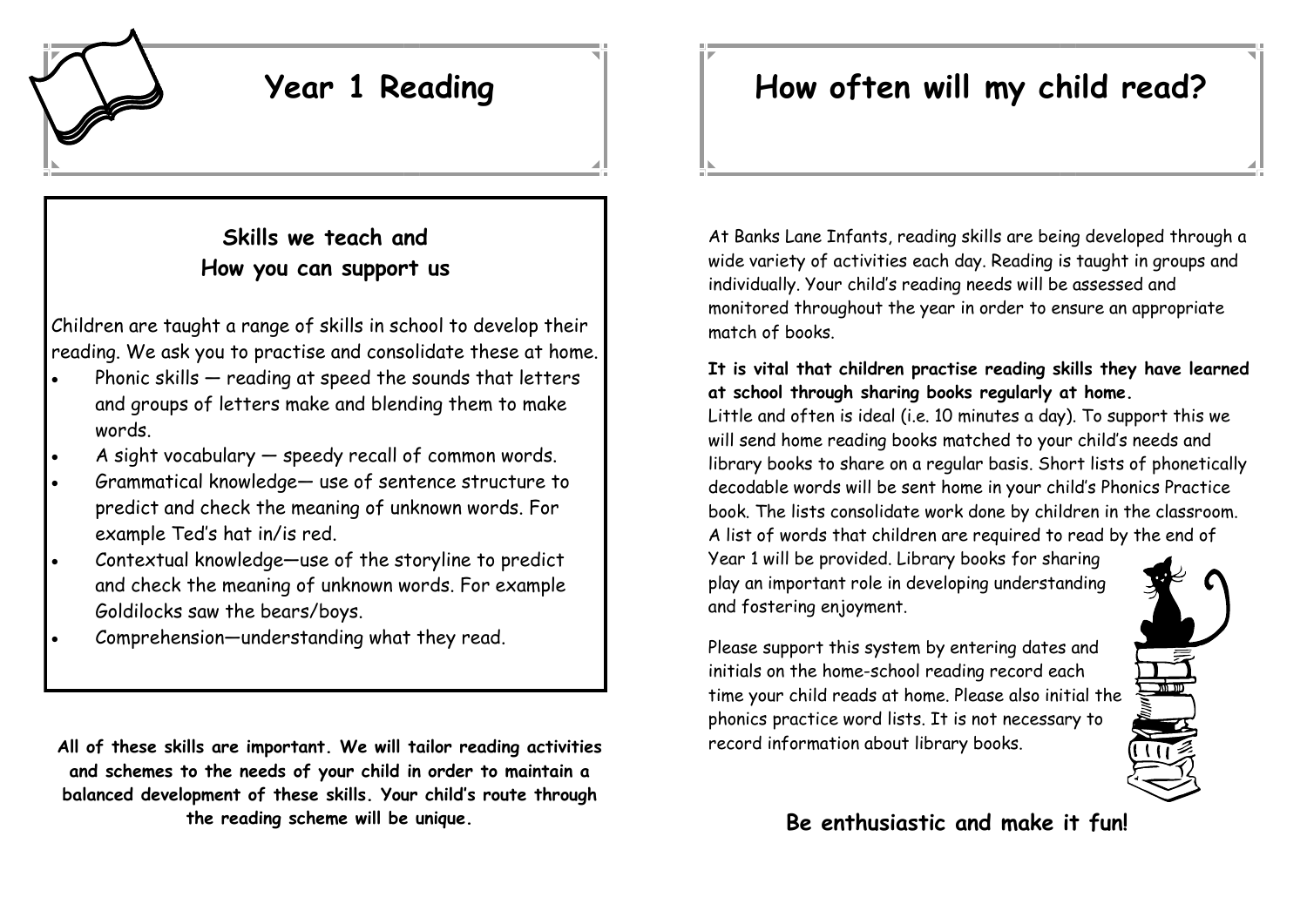# Year 1 Reading

## Skills we teach and How you can support us

Children are taught a range of skills in school to develop their reading. We ask you to practise and consolidate these at home.

- Phonic skills — reading at speed the sounds that letters and groups of letters make and blending them to make words.
- A sight vocabulary — speedy recall of common words.
- Grammatical knowledge— use of sentence structure to predict and check the meaning of unknown words. For example Ted's hat in/is red.
- Contextual knowledge—use of the storyline to predict and check the meaning of unknown words. For example Goldilocks saw the bears/boys.
- Comprehension—understanding what they read.

**All of these skills are important. We will tailor reading activities and schemes to the needs of your child in order to maintain a balanced development of these skills. Your child's route through the reading scheme will be unique.**

# How often will my child read?

At Banks Lane Infants, reading skills are being developed through a wide variety of activities each day. Reading is taught in groups and individually. Your child's reading needs will be assessed and monitored throughout the year in order to ensure an appropriate match of books.

**It is vital that children practise reading skills they have learned at school through sharing books regularly at home.**
Little and often is ideal (i.e. 10 minutes a day). To support this we will send home reading books matched to your child's needs and library books to share on a regular basis. Short lists of phonetically decodable words will be sent home in your child's Phonics Practice book. The lists consolidate work done by children in the classroom. A list of words that children are required to read by the end of Year 1 will be provided. Library books for sharing play an important role in developing understanding and fostering enjoyment.

Please support this system by entering dates and initials on the home-school reading record each time your child reads at home. Please also initial the phonics practice word lists. It is not necessary to record information about library books.

**Be enthusiastic and make it fun!**